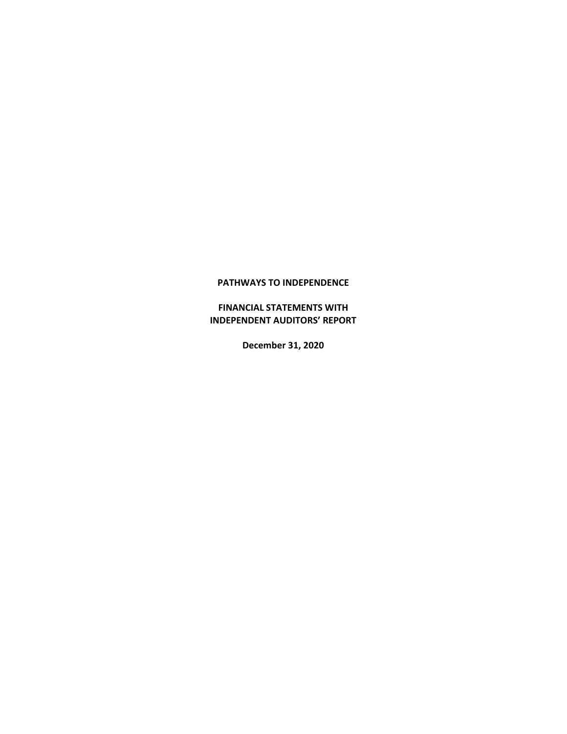**PATHWAYS TO INDEPENDENCE**

**FINANCIAL STATEMENTS WITH INDEPENDENT AUDITORS' REPORT**

**December 31, 2020**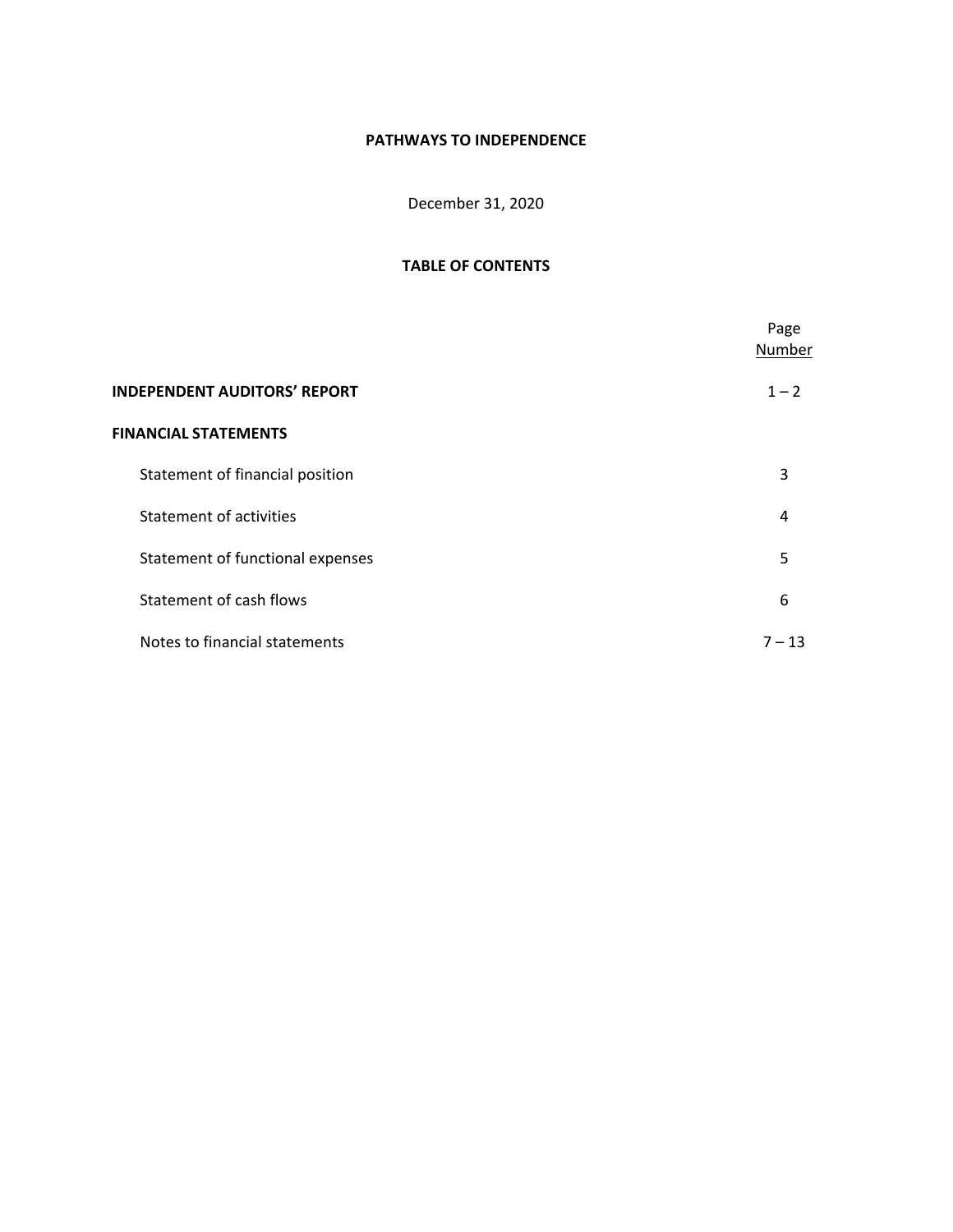# PATHWAYS TO INDEPENDENCE

December 31, 2020

## TABLE OF CONTENTS

| | Page Number |
|---|---|
| **INDEPENDENT AUDITORS' REPORT** | 1 – 2 |
| **FINANCIAL STATEMENTS** | |
| Statement of financial position | 3 |
| Statement of activities | 4 |
| Statement of functional expenses | 5 |
| Statement of cash flows | 6 |
| Notes to financial statements | 7 – 13 |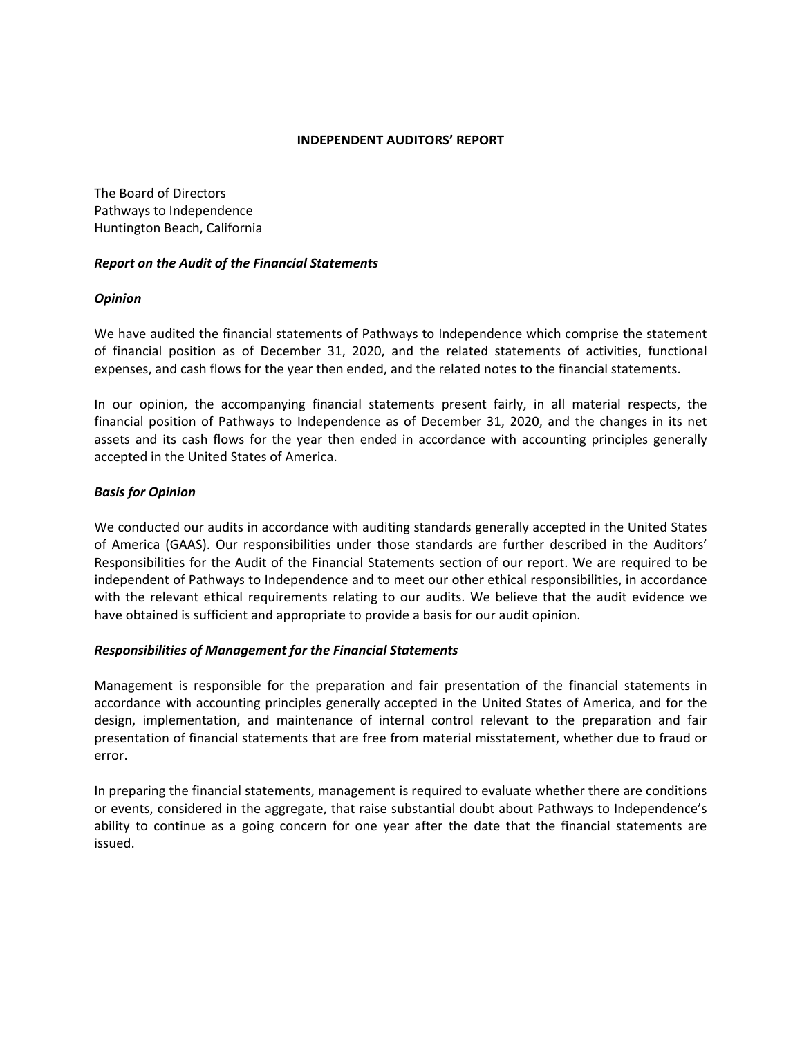# INDEPENDENT AUDITORS' REPORT

The Board of Directors
Pathways to Independence
Huntington Beach, California

***Report on the Audit of the Financial Statements***

***Opinion***

We have audited the financial statements of Pathways to Independence which comprise the statement of financial position as of December 31, 2020, and the related statements of activities, functional expenses, and cash flows for the year then ended, and the related notes to the financial statements.

In our opinion, the accompanying financial statements present fairly, in all material respects, the financial position of Pathways to Independence as of December 31, 2020, and the changes in its net assets and its cash flows for the year then ended in accordance with accounting principles generally accepted in the United States of America.

***Basis for Opinion***

We conducted our audits in accordance with auditing standards generally accepted in the United States of America (GAAS). Our responsibilities under those standards are further described in the Auditors' Responsibilities for the Audit of the Financial Statements section of our report. We are required to be independent of Pathways to Independence and to meet our other ethical responsibilities, in accordance with the relevant ethical requirements relating to our audits. We believe that the audit evidence we have obtained is sufficient and appropriate to provide a basis for our audit opinion.

***Responsibilities of Management for the Financial Statements***

Management is responsible for the preparation and fair presentation of the financial statements in accordance with accounting principles generally accepted in the United States of America, and for the design, implementation, and maintenance of internal control relevant to the preparation and fair presentation of financial statements that are free from material misstatement, whether due to fraud or error.

In preparing the financial statements, management is required to evaluate whether there are conditions or events, considered in the aggregate, that raise substantial doubt about Pathways to Independence's ability to continue as a going concern for one year after the date that the financial statements are issued.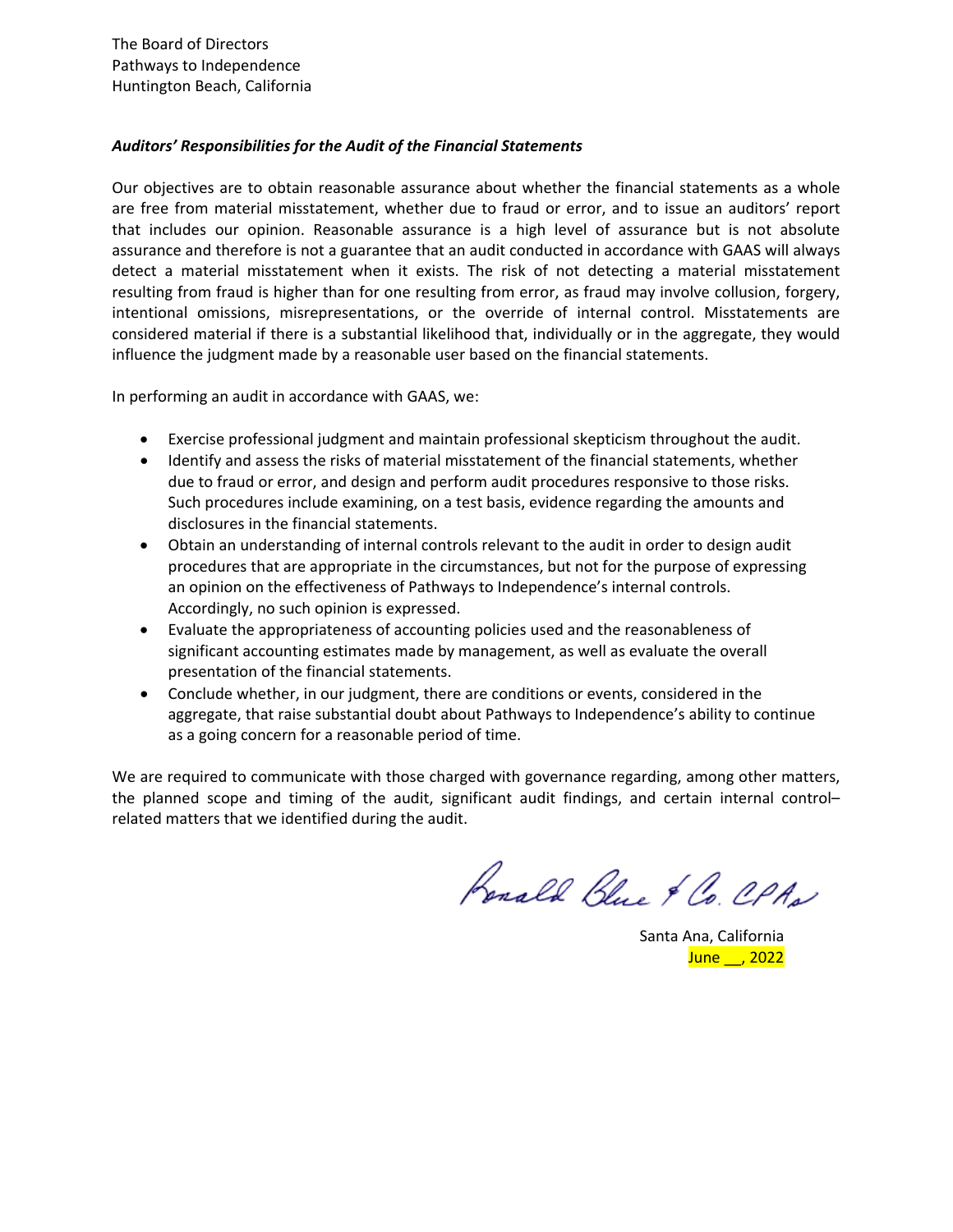The Board of Directors
Pathways to Independence
Huntington Beach, California

***Auditors' Responsibilities for the Audit of the Financial Statements***

Our objectives are to obtain reasonable assurance about whether the financial statements as a whole are free from material misstatement, whether due to fraud or error, and to issue an auditors' report that includes our opinion. Reasonable assurance is a high level of assurance but is not absolute assurance and therefore is not a guarantee that an audit conducted in accordance with GAAS will always detect a material misstatement when it exists. The risk of not detecting a material misstatement resulting from fraud is higher than for one resulting from error, as fraud may involve collusion, forgery, intentional omissions, misrepresentations, or the override of internal control. Misstatements are considered material if there is a substantial likelihood that, individually or in the aggregate, they would influence the judgment made by a reasonable user based on the financial statements.

In performing an audit in accordance with GAAS, we:

- Exercise professional judgment and maintain professional skepticism throughout the audit.
- Identify and assess the risks of material misstatement of the financial statements, whether due to fraud or error, and design and perform audit procedures responsive to those risks. Such procedures include examining, on a test basis, evidence regarding the amounts and disclosures in the financial statements.
- Obtain an understanding of internal controls relevant to the audit in order to design audit procedures that are appropriate in the circumstances, but not for the purpose of expressing an opinion on the effectiveness of Pathways to Independence's internal controls. Accordingly, no such opinion is expressed.
- Evaluate the appropriateness of accounting policies used and the reasonableness of significant accounting estimates made by management, as well as evaluate the overall presentation of the financial statements.
- Conclude whether, in our judgment, there are conditions or events, considered in the aggregate, that raise substantial doubt about Pathways to Independence's ability to continue as a going concern for a reasonable period of time.

We are required to communicate with those charged with governance regarding, among other matters, the planned scope and timing of the audit, significant audit findings, and certain internal control–related matters that we identified during the audit.

Ronald Blue & Co. CPAs

Santa Ana, California
June __, 2022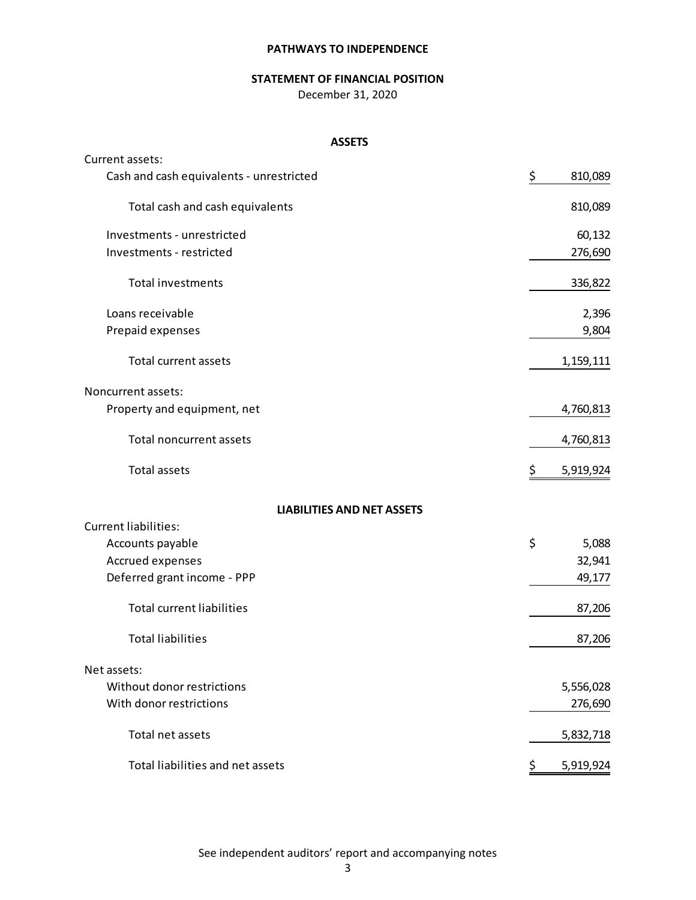# PATHWAYS TO INDEPENDENCE

## STATEMENT OF FINANCIAL POSITION

December 31, 2020

### ASSETS

| | |
|---|---|
| Current assets: | |
| Cash and cash equivalents - unrestricted | $ 810,089 |
| Total cash and cash equivalents | 810,089 |
| Investments - unrestricted | 60,132 |
| Investments - restricted | 276,690 |
| Total investments | 336,822 |
| Loans receivable | 2,396 |
| Prepaid expenses | 9,804 |
| Total current assets | 1,159,111 |
| Noncurrent assets: | |
| Property and equipment, net | 4,760,813 |
| Total noncurrent assets | 4,760,813 |
| Total assets | $ 5,919,924 |

### LIABILITIES AND NET ASSETS

| | |
|---|---|
| Current liabilities: | |
| Accounts payable | $ 5,088 |
| Accrued expenses | 32,941 |
| Deferred grant income - PPP | 49,177 |
| Total current liabilities | 87,206 |
| Total liabilities | 87,206 |
| Net assets: | |
| Without donor restrictions | 5,556,028 |
| With donor restrictions | 276,690 |
| Total net assets | 5,832,718 |
| Total liabilities and net assets | $ 5,919,924 |

See independent auditors' report and accompanying notes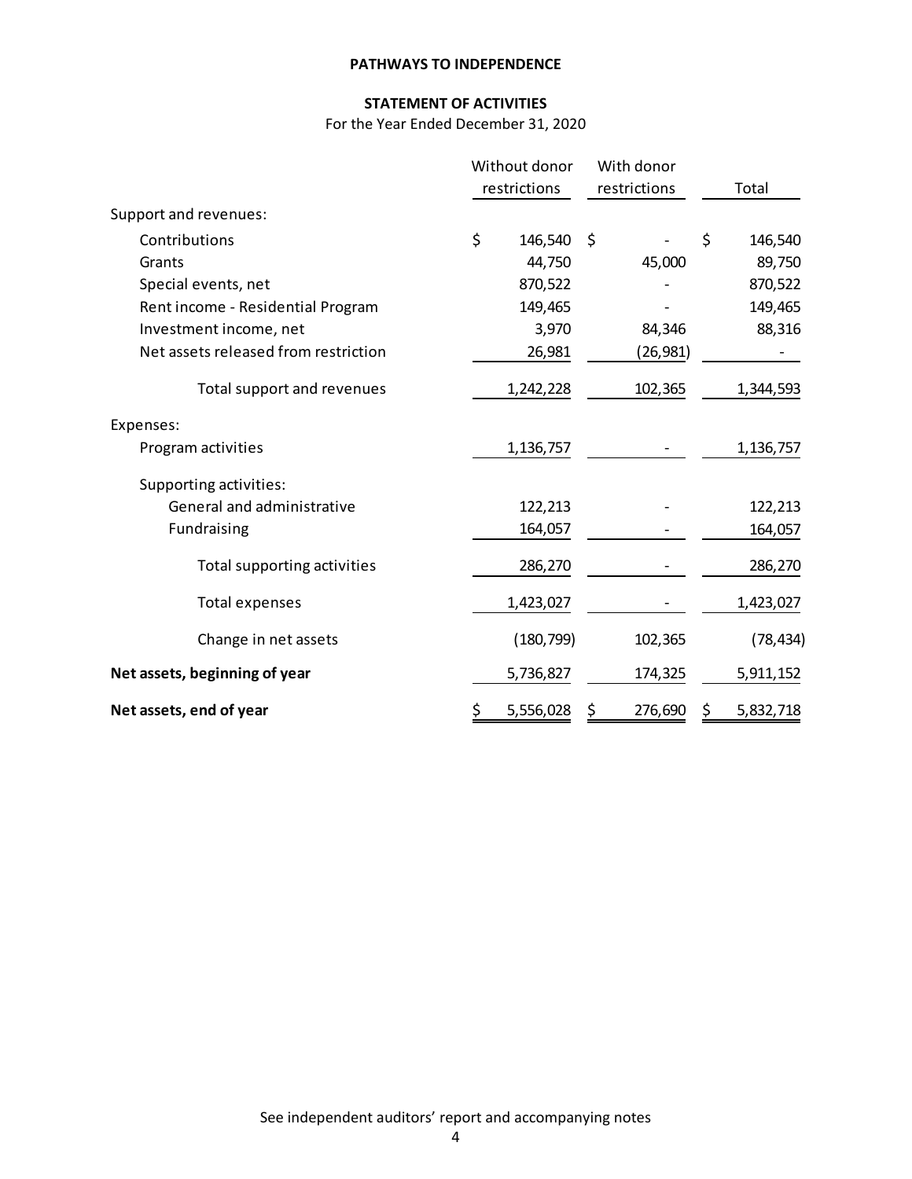**PATHWAYS TO INDEPENDENCE**

**STATEMENT OF ACTIVITIES**

For the Year Ended December 31, 2020

| | Without donor restrictions | With donor restrictions | Total |
|---|---|---|---|
| Support and revenues: | | | |
| Contributions | $ 146,540 | $ - | $ 146,540 |
| Grants | 44,750 | 45,000 | 89,750 |
| Special events, net | 870,522 | - | 870,522 |
| Rent income - Residential Program | 149,465 | - | 149,465 |
| Investment income, net | 3,970 | 84,346 | 88,316 |
| Net assets released from restriction | 26,981 | (26,981) | - |
| Total support and revenues | 1,242,228 | 102,365 | 1,344,593 |
| Expenses: | | | |
| Program activities | 1,136,757 | - | 1,136,757 |
| Supporting activities: | | | |
| General and administrative | 122,213 | - | 122,213 |
| Fundraising | 164,057 | - | 164,057 |
| Total supporting activities | 286,270 | - | 286,270 |
| Total expenses | 1,423,027 | - | 1,423,027 |
| Change in net assets | (180,799) | 102,365 | (78,434) |
| **Net assets, beginning of year** | 5,736,827 | 174,325 | 5,911,152 |
| **Net assets, end of year** | $ 5,556,028 | $ 276,690 | $ 5,832,718 |

See independent auditors' report and accompanying notes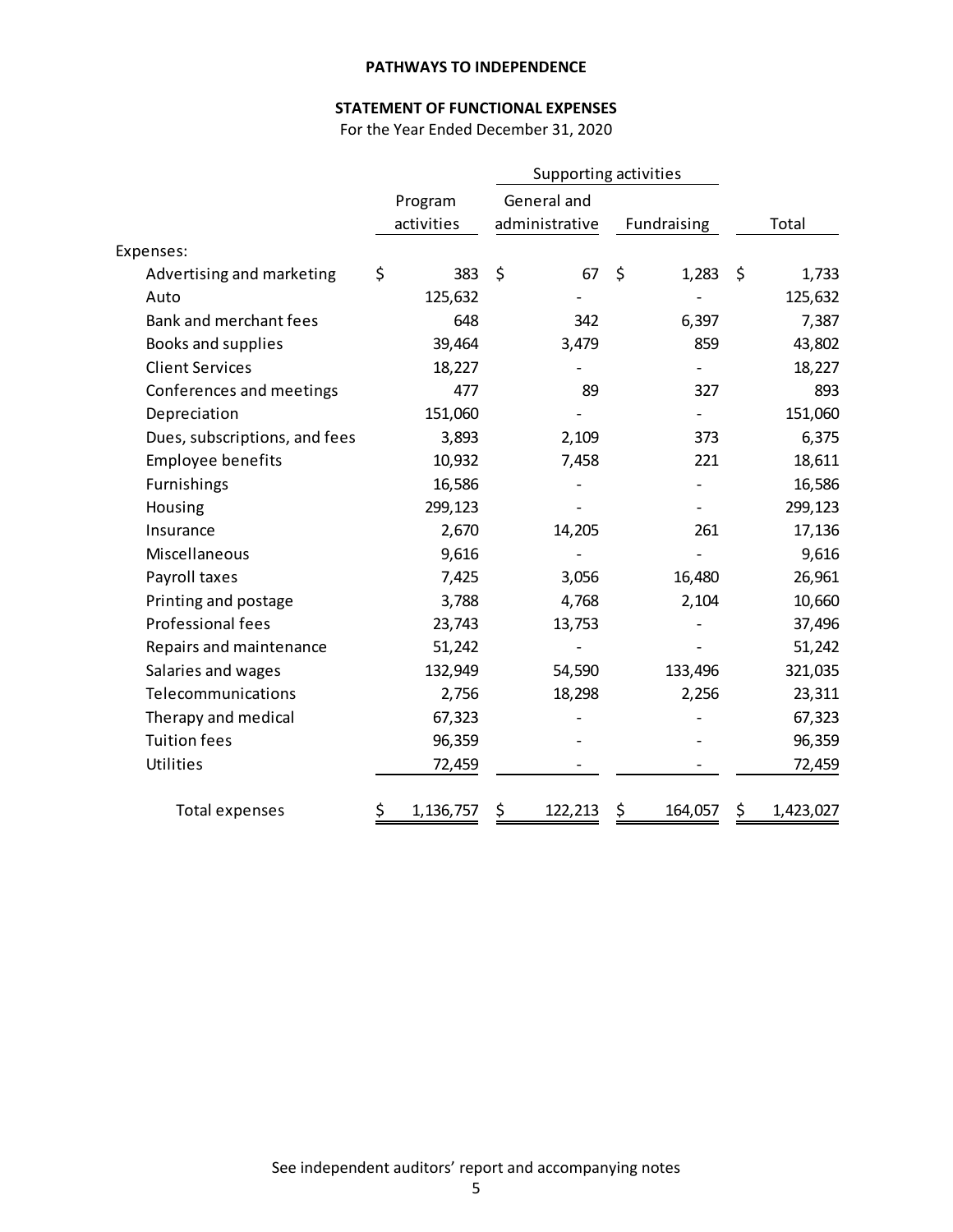**PATHWAYS TO INDEPENDENCE**

**STATEMENT OF FUNCTIONAL EXPENSES**

For the Year Ended December 31, 2020

| | | Supporting activities | | |
|---|---|---|---|---|
| | Program activities | General and administrative | Fundraising | Total |
| Expenses: | | | | |
| Advertising and marketing | $ 383 | $ 67 | $ 1,283 | $ 1,733 |
| Auto | 125,632 | - | - | 125,632 |
| Bank and merchant fees | 648 | 342 | 6,397 | 7,387 |
| Books and supplies | 39,464 | 3,479 | 859 | 43,802 |
| Client Services | 18,227 | - | - | 18,227 |
| Conferences and meetings | 477 | 89 | 327 | 893 |
| Depreciation | 151,060 | - | - | 151,060 |
| Dues, subscriptions, and fees | 3,893 | 2,109 | 373 | 6,375 |
| Employee benefits | 10,932 | 7,458 | 221 | 18,611 |
| Furnishings | 16,586 | - | - | 16,586 |
| Housing | 299,123 | - | - | 299,123 |
| Insurance | 2,670 | 14,205 | 261 | 17,136 |
| Miscellaneous | 9,616 | - | - | 9,616 |
| Payroll taxes | 7,425 | 3,056 | 16,480 | 26,961 |
| Printing and postage | 3,788 | 4,768 | 2,104 | 10,660 |
| Professional fees | 23,743 | 13,753 | - | 37,496 |
| Repairs and maintenance | 51,242 | - | - | 51,242 |
| Salaries and wages | 132,949 | 54,590 | 133,496 | 321,035 |
| Telecommunications | 2,756 | 18,298 | 2,256 | 23,311 |
| Therapy and medical | 67,323 | - | - | 67,323 |
| Tuition fees | 96,359 | - | - | 96,359 |
| Utilities | 72,459 | - | - | 72,459 |
| Total expenses | $ 1,136,757 | $ 122,213 | $ 164,057 | $ 1,423,027 |

See independent auditors' report and accompanying notes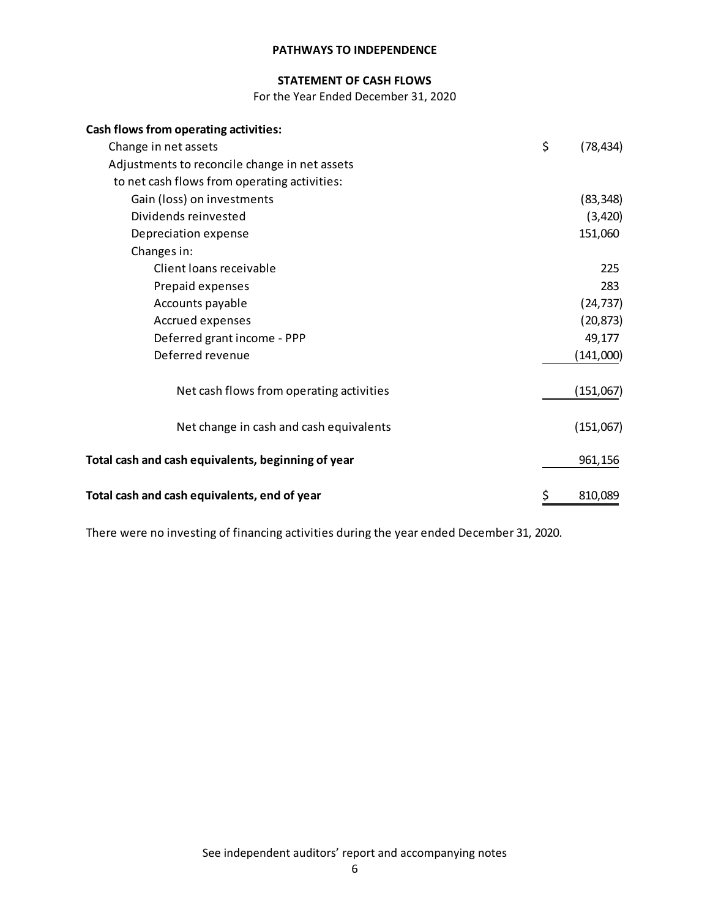**PATHWAYS TO INDEPENDENCE**

**STATEMENT OF CASH FLOWS**

For the Year Ended December 31, 2020

| | |
|---|---|
| **Cash flows from operating activities:** | |
| Change in net assets | $ (78,434) |
| Adjustments to reconcile change in net assets to net cash flows from operating activities: | |
| Gain (loss) on investments | (83,348) |
| Dividends reinvested | (3,420) |
| Depreciation expense | 151,060 |
| Changes in: | |
| Client loans receivable | 225 |
| Prepaid expenses | 283 |
| Accounts payable | (24,737) |
| Accrued expenses | (20,873) |
| Deferred grant income - PPP | 49,177 |
| Deferred revenue | (141,000) |
| Net cash flows from operating activities | (151,067) |
| Net change in cash and cash equivalents | (151,067) |
| **Total cash and cash equivalents, beginning of year** | 961,156 |
| **Total cash and cash equivalents, end of year** | $ 810,089 |

There were no investing of financing activities during the year ended December 31, 2020.

See independent auditors' report and accompanying notes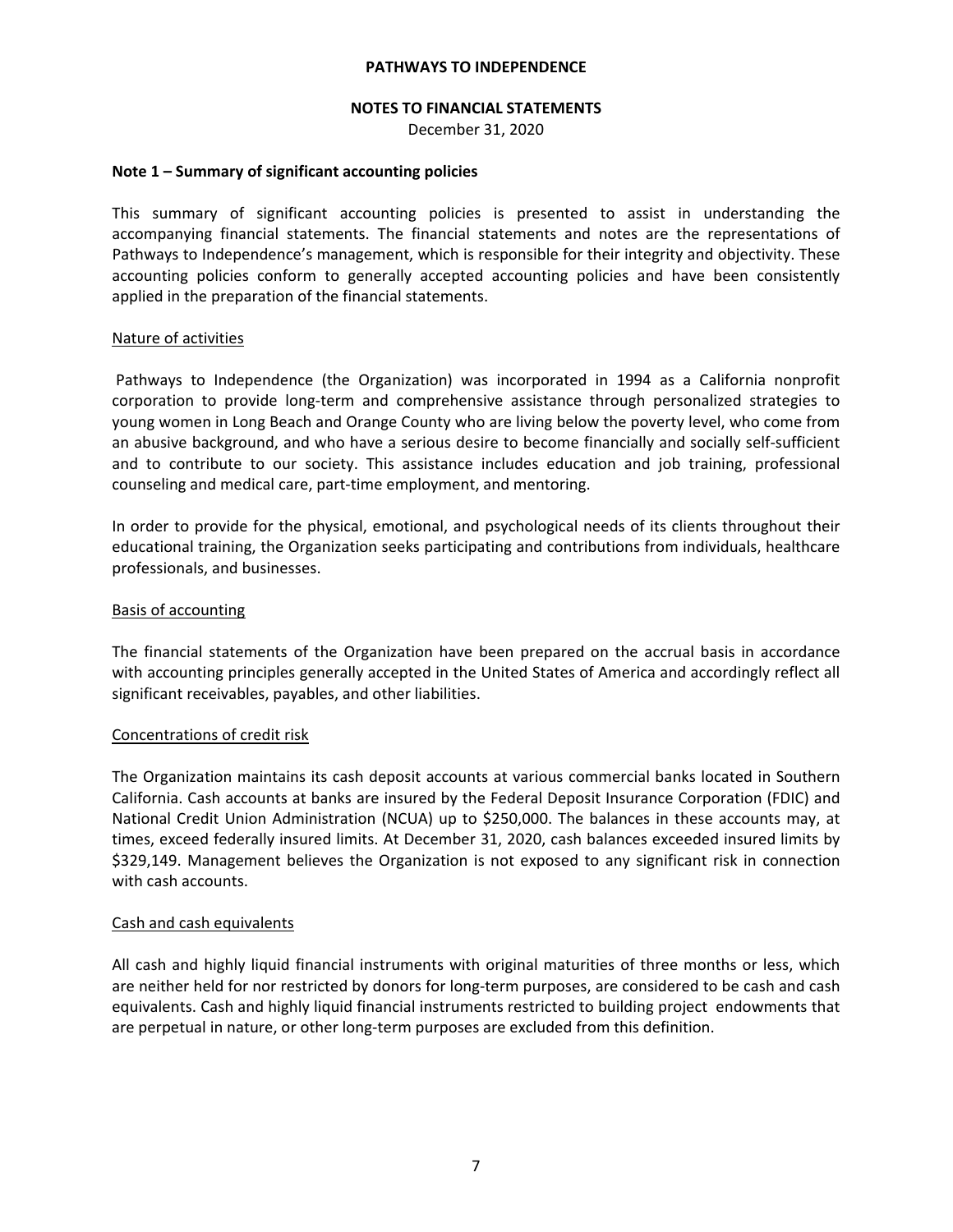**PATHWAYS TO INDEPENDENCE**

**NOTES TO FINANCIAL STATEMENTS**

December 31, 2020

**Note 1 – Summary of significant accounting policies**

This summary of significant accounting policies is presented to assist in understanding the accompanying financial statements. The financial statements and notes are the representations of Pathways to Independence's management, which is responsible for their integrity and objectivity. These accounting policies conform to generally accepted accounting policies and have been consistently applied in the preparation of the financial statements.

Nature of activities

Pathways to Independence (the Organization) was incorporated in 1994 as a California nonprofit corporation to provide long-term and comprehensive assistance through personalized strategies to young women in Long Beach and Orange County who are living below the poverty level, who come from an abusive background, and who have a serious desire to become financially and socially self-sufficient and to contribute to our society. This assistance includes education and job training, professional counseling and medical care, part-time employment, and mentoring.

In order to provide for the physical, emotional, and psychological needs of its clients throughout their educational training, the Organization seeks participating and contributions from individuals, healthcare professionals, and businesses.

Basis of accounting

The financial statements of the Organization have been prepared on the accrual basis in accordance with accounting principles generally accepted in the United States of America and accordingly reflect all significant receivables, payables, and other liabilities.

Concentrations of credit risk

The Organization maintains its cash deposit accounts at various commercial banks located in Southern California. Cash accounts at banks are insured by the Federal Deposit Insurance Corporation (FDIC) and National Credit Union Administration (NCUA) up to $250,000. The balances in these accounts may, at times, exceed federally insured limits. At December 31, 2020, cash balances exceeded insured limits by $329,149. Management believes the Organization is not exposed to any significant risk in connection with cash accounts.

Cash and cash equivalents

All cash and highly liquid financial instruments with original maturities of three months or less, which are neither held for nor restricted by donors for long-term purposes, are considered to be cash and cash equivalents. Cash and highly liquid financial instruments restricted to building project endowments that are perpetual in nature, or other long-term purposes are excluded from this definition.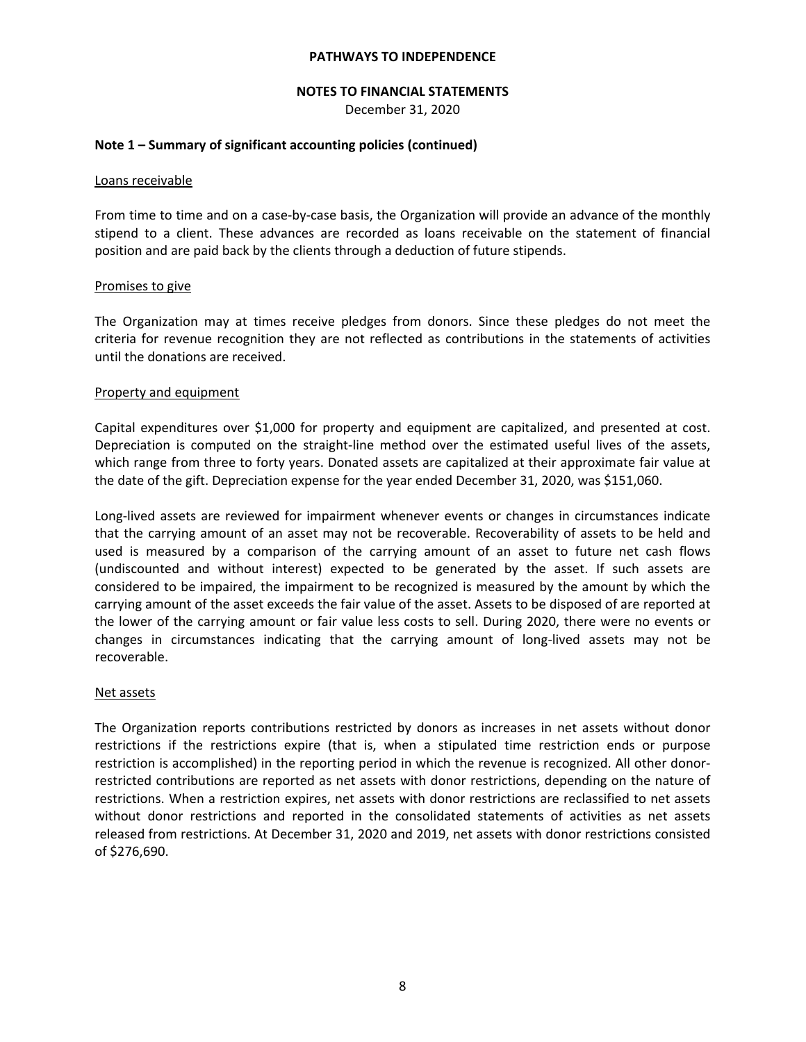**PATHWAYS TO INDEPENDENCE**

**NOTES TO FINANCIAL STATEMENTS**

December 31, 2020

**Note 1 – Summary of significant accounting policies (continued)**

Loans receivable

From time to time and on a case-by-case basis, the Organization will provide an advance of the monthly stipend to a client. These advances are recorded as loans receivable on the statement of financial position and are paid back by the clients through a deduction of future stipends.

Promises to give

The Organization may at times receive pledges from donors. Since these pledges do not meet the criteria for revenue recognition they are not reflected as contributions in the statements of activities until the donations are received.

Property and equipment

Capital expenditures over $1,000 for property and equipment are capitalized, and presented at cost. Depreciation is computed on the straight-line method over the estimated useful lives of the assets, which range from three to forty years. Donated assets are capitalized at their approximate fair value at the date of the gift. Depreciation expense for the year ended December 31, 2020, was $151,060.

Long-lived assets are reviewed for impairment whenever events or changes in circumstances indicate that the carrying amount of an asset may not be recoverable. Recoverability of assets to be held and used is measured by a comparison of the carrying amount of an asset to future net cash flows (undiscounted and without interest) expected to be generated by the asset. If such assets are considered to be impaired, the impairment to be recognized is measured by the amount by which the carrying amount of the asset exceeds the fair value of the asset. Assets to be disposed of are reported at the lower of the carrying amount or fair value less costs to sell. During 2020, there were no events or changes in circumstances indicating that the carrying amount of long-lived assets may not be recoverable.

Net assets

The Organization reports contributions restricted by donors as increases in net assets without donor restrictions if the restrictions expire (that is, when a stipulated time restriction ends or purpose restriction is accomplished) in the reporting period in which the revenue is recognized. All other donor-restricted contributions are reported as net assets with donor restrictions, depending on the nature of restrictions. When a restriction expires, net assets with donor restrictions are reclassified to net assets without donor restrictions and reported in the consolidated statements of activities as net assets released from restrictions. At December 31, 2020 and 2019, net assets with donor restrictions consisted of $276,690.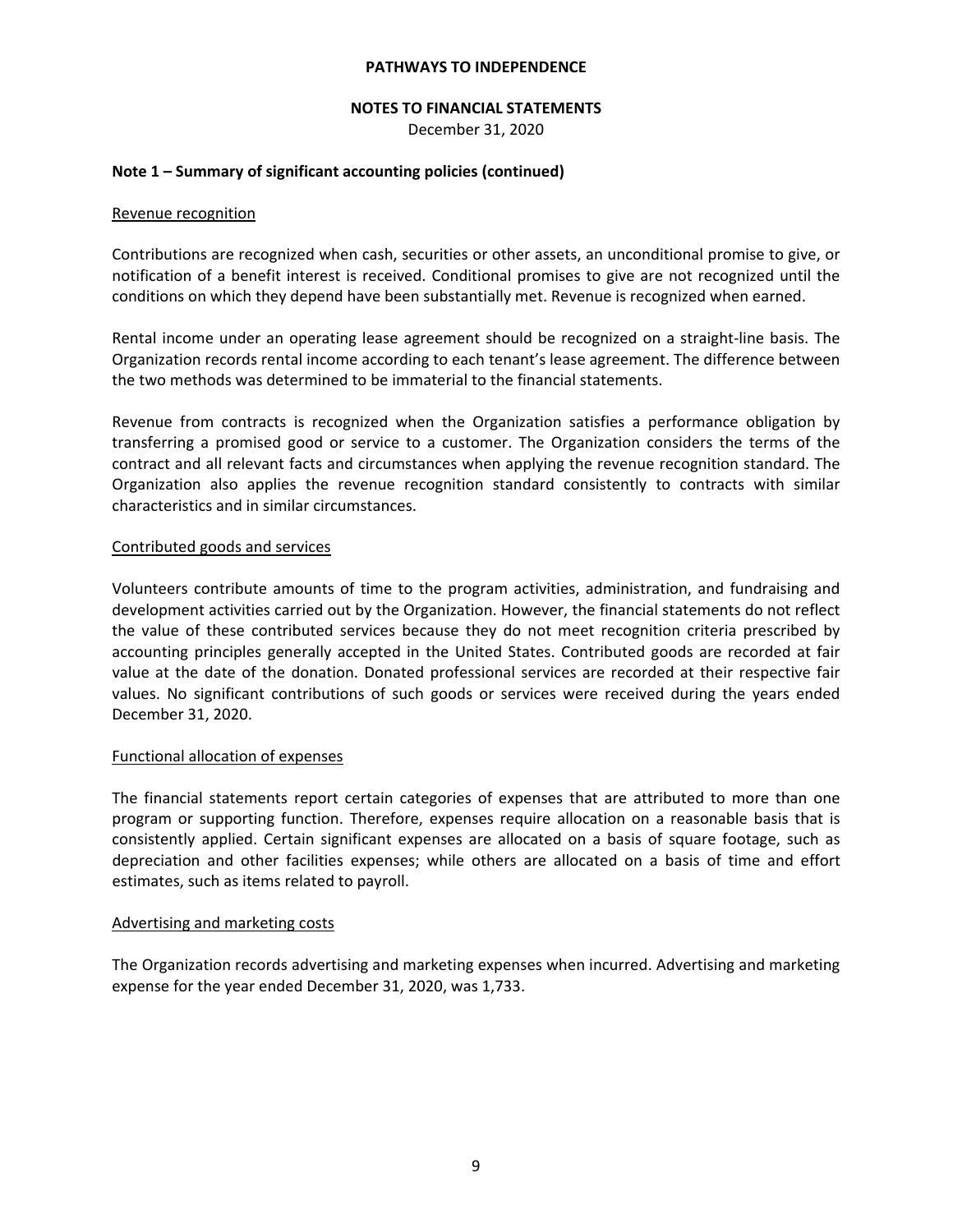## Note 1 – Summary of significant accounting policies (continued)

Revenue recognition

Contributions are recognized when cash, securities or other assets, an unconditional promise to give, or notification of a benefit interest is received. Conditional promises to give are not recognized until the conditions on which they depend have been substantially met. Revenue is recognized when earned.

Rental income under an operating lease agreement should be recognized on a straight-line basis. The Organization records rental income according to each tenant's lease agreement. The difference between the two methods was determined to be immaterial to the financial statements.

Revenue from contracts is recognized when the Organization satisfies a performance obligation by transferring a promised good or service to a customer. The Organization considers the terms of the contract and all relevant facts and circumstances when applying the revenue recognition standard. The Organization also applies the revenue recognition standard consistently to contracts with similar characteristics and in similar circumstances.

Contributed goods and services

Volunteers contribute amounts of time to the program activities, administration, and fundraising and development activities carried out by the Organization. However, the financial statements do not reflect the value of these contributed services because they do not meet recognition criteria prescribed by accounting principles generally accepted in the United States. Contributed goods are recorded at fair value at the date of the donation. Donated professional services are recorded at their respective fair values. No significant contributions of such goods or services were received during the years ended December 31, 2020.

Functional allocation of expenses

The financial statements report certain categories of expenses that are attributed to more than one program or supporting function. Therefore, expenses require allocation on a reasonable basis that is consistently applied. Certain significant expenses are allocated on a basis of square footage, such as depreciation and other facilities expenses; while others are allocated on a basis of time and effort estimates, such as items related to payroll.

Advertising and marketing costs

The Organization records advertising and marketing expenses when incurred. Advertising and marketing expense for the year ended December 31, 2020, was 1,733.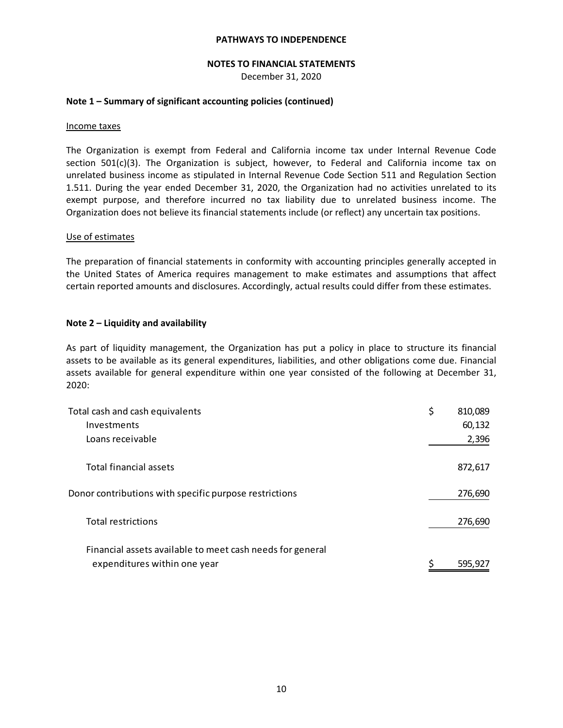PATHWAYS TO INDEPENDENCE

NOTES TO FINANCIAL STATEMENTS

December 31, 2020

**Note 1 – Summary of significant accounting policies (continued)**

Income taxes

The Organization is exempt from Federal and California income tax under Internal Revenue Code section 501(c)(3). The Organization is subject, however, to Federal and California income tax on unrelated business income as stipulated in Internal Revenue Code Section 511 and Regulation Section 1.511. During the year ended December 31, 2020, the Organization had no activities unrelated to its exempt purpose, and therefore incurred no tax liability due to unrelated business income. The Organization does not believe its financial statements include (or reflect) any uncertain tax positions.

Use of estimates

The preparation of financial statements in conformity with accounting principles generally accepted in the United States of America requires management to make estimates and assumptions that affect certain reported amounts and disclosures. Accordingly, actual results could differ from these estimates.

**Note 2 – Liquidity and availability**

As part of liquidity management, the Organization has put a policy in place to structure its financial assets to be available as its general expenditures, liabilities, and other obligations come due. Financial assets available for general expenditure within one year consisted of the following at December 31, 2020:

| | |
|---|---|
| Total cash and cash equivalents | $ 810,089 |
| Investments | 60,132 |
| Loans receivable | 2,396 |
| Total financial assets | 872,617 |
| Donor contributions with specific purpose restrictions | 276,690 |
| Total restrictions | 276,690 |
| Financial assets available to meet cash needs for general expenditures within one year | $ 595,927 |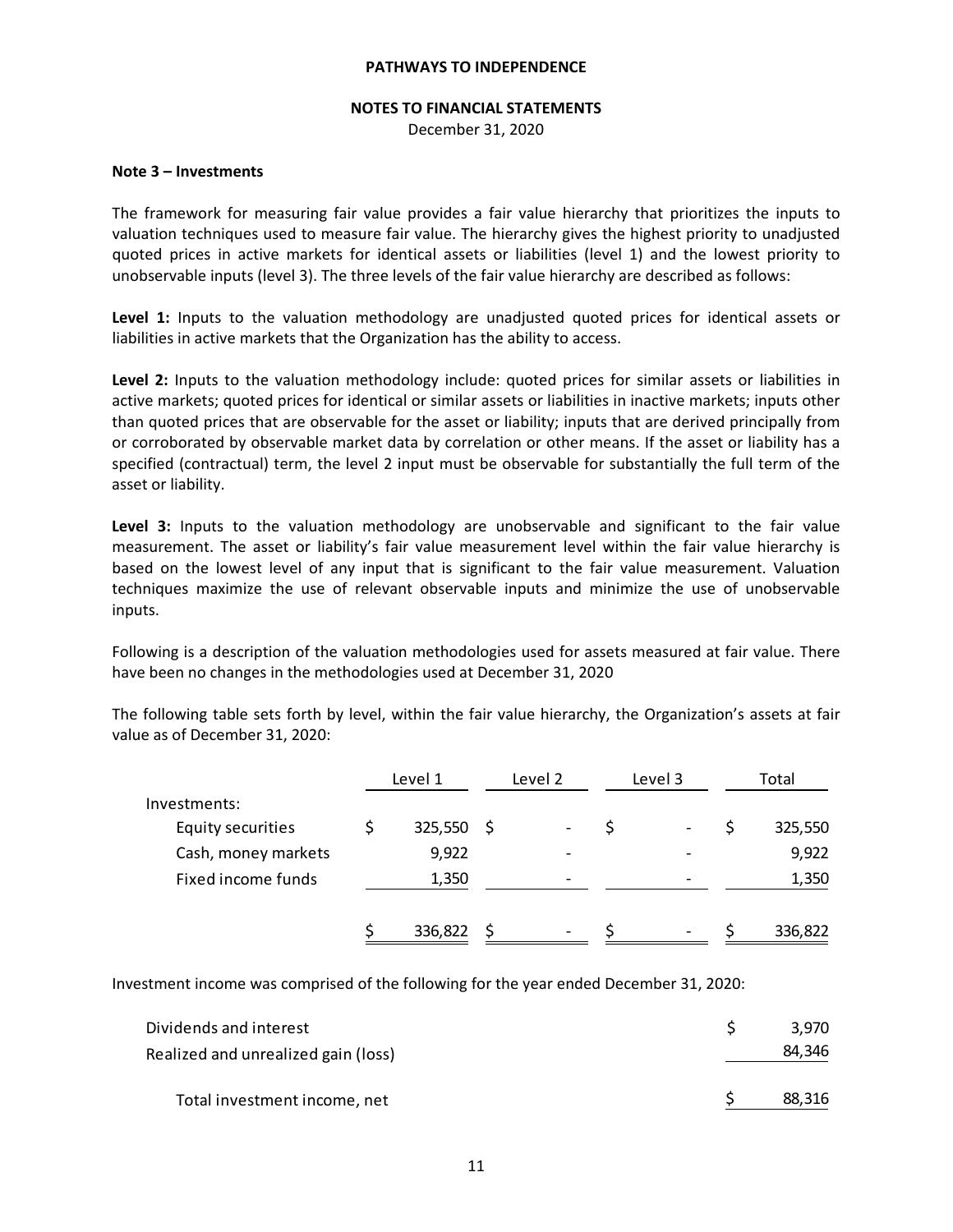**PATHWAYS TO INDEPENDENCE**

**NOTES TO FINANCIAL STATEMENTS**

December 31, 2020

**Note 3 – Investments**

The framework for measuring fair value provides a fair value hierarchy that prioritizes the inputs to valuation techniques used to measure fair value. The hierarchy gives the highest priority to unadjusted quoted prices in active markets for identical assets or liabilities (level 1) and the lowest priority to unobservable inputs (level 3). The three levels of the fair value hierarchy are described as follows:

**Level 1:** Inputs to the valuation methodology are unadjusted quoted prices for identical assets or liabilities in active markets that the Organization has the ability to access.

**Level 2:** Inputs to the valuation methodology include: quoted prices for similar assets or liabilities in active markets; quoted prices for identical or similar assets or liabilities in inactive markets; inputs other than quoted prices that are observable for the asset or liability; inputs that are derived principally from or corroborated by observable market data by correlation or other means. If the asset or liability has a specified (contractual) term, the level 2 input must be observable for substantially the full term of the asset or liability.

**Level 3:** Inputs to the valuation methodology are unobservable and significant to the fair value measurement. The asset or liability's fair value measurement level within the fair value hierarchy is based on the lowest level of any input that is significant to the fair value measurement. Valuation techniques maximize the use of relevant observable inputs and minimize the use of unobservable inputs.

Following is a description of the valuation methodologies used for assets measured at fair value. There have been no changes in the methodologies used at December 31, 2020

The following table sets forth by level, within the fair value hierarchy, the Organization's assets at fair value as of December 31, 2020:

| | Level 1 | Level 2 | Level 3 | Total |
|---|---|---|---|---|
| Investments: | | | | |
| Equity securities | $ 325,550 | $ - | $ - | $ 325,550 |
| Cash, money markets | 9,922 | - | - | 9,922 |
| Fixed income funds | 1,350 | - | - | 1,350 |
| | $ 336,822 | $ - | $ - | $ 336,822 |

Investment income was comprised of the following for the year ended December 31, 2020:

| | |
|---|---|
| Dividends and interest | $ 3,970 |
| Realized and unrealized gain (loss) | 84,346 |
| Total investment income, net | $ 88,316 |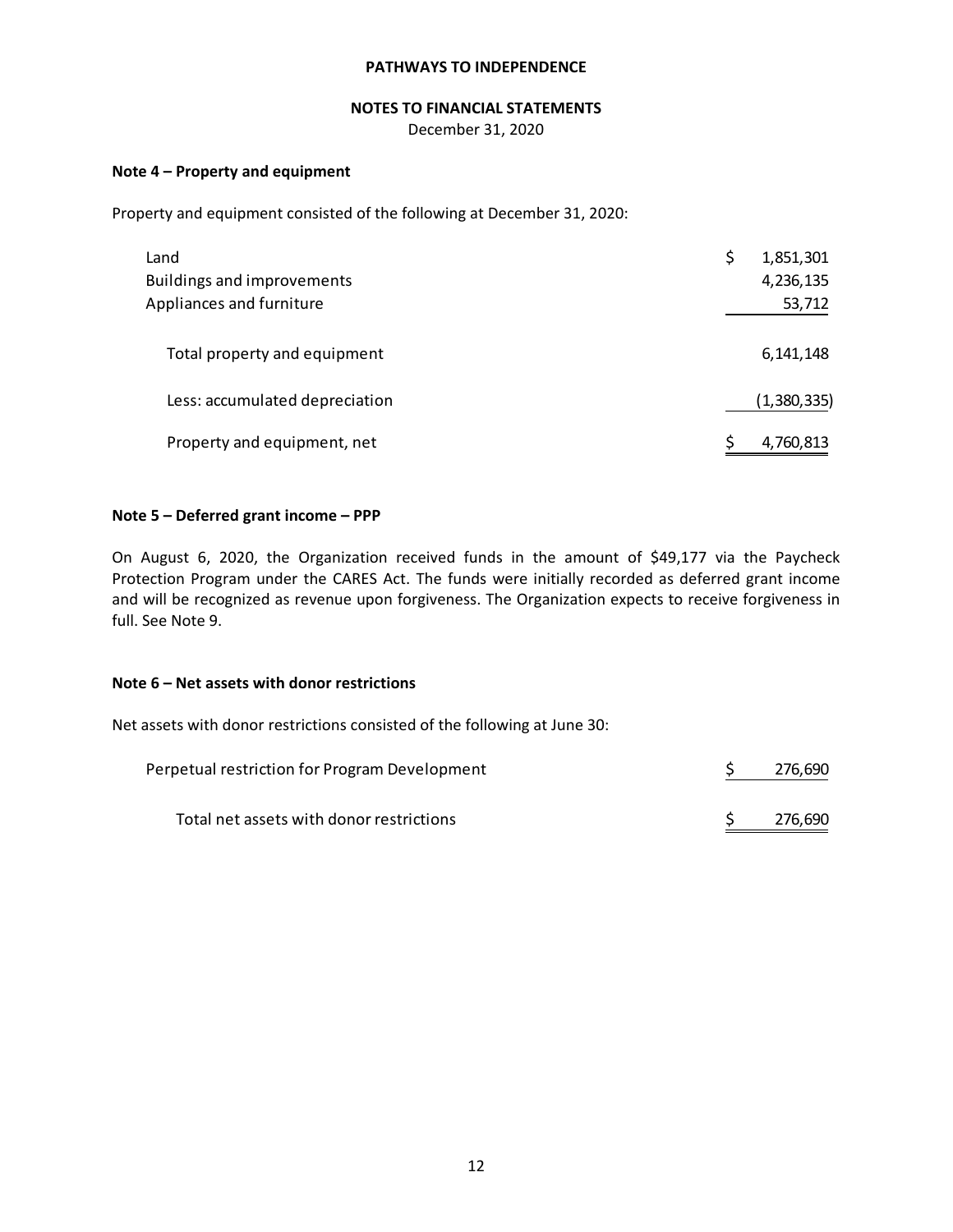**PATHWAYS TO INDEPENDENCE**

**NOTES TO FINANCIAL STATEMENTS**

December 31, 2020

**Note 4 – Property and equipment**

Property and equipment consisted of the following at December 31, 2020:

| | |
|---|---|
| Land | $ 1,851,301 |
| Buildings and improvements | 4,236,135 |
| Appliances and furniture | 53,712 |
| Total property and equipment | 6,141,148 |
| Less: accumulated depreciation | (1,380,335) |
| Property and equipment, net | $ 4,760,813 |

**Note 5 – Deferred grant income – PPP**

On August 6, 2020, the Organization received funds in the amount of $49,177 via the Paycheck Protection Program under the CARES Act. The funds were initially recorded as deferred grant income and will be recognized as revenue upon forgiveness. The Organization expects to receive forgiveness in full. See Note 9.

**Note 6 – Net assets with donor restrictions**

Net assets with donor restrictions consisted of the following at June 30:

| | |
|---|---|
| Perpetual restriction for Program Development | $ 276,690 |
| Total net assets with donor restrictions | $ 276,690 |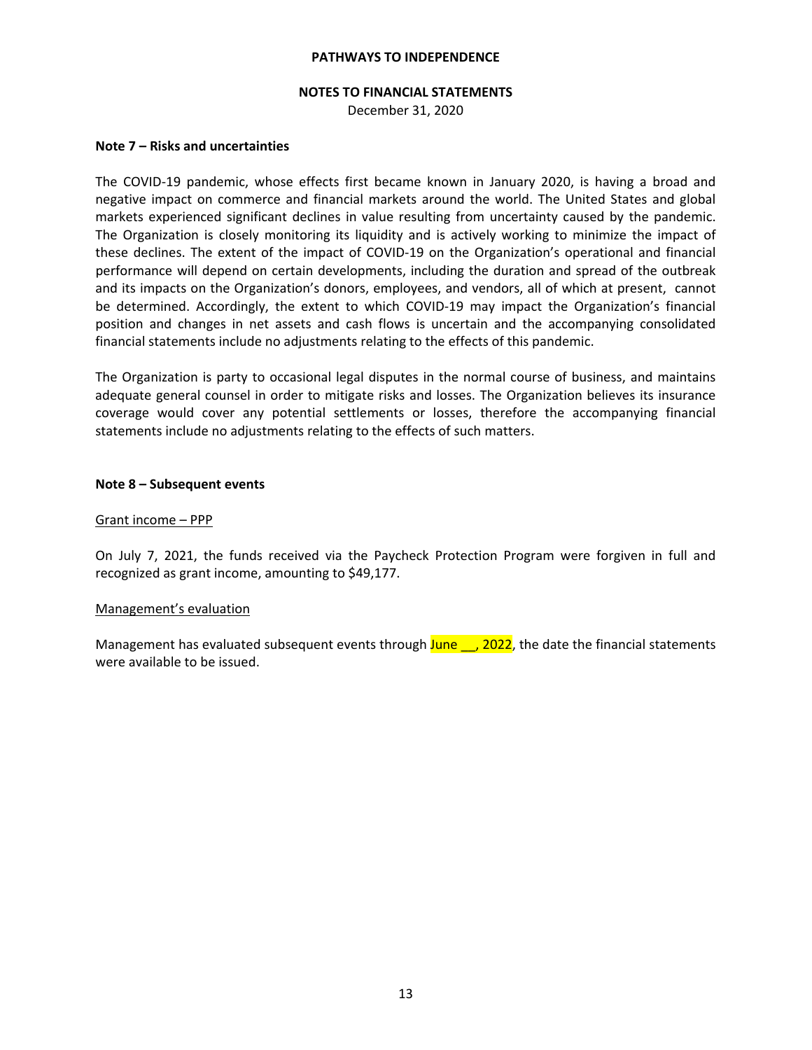**PATHWAYS TO INDEPENDENCE**

**NOTES TO FINANCIAL STATEMENTS**

December 31, 2020

**Note 7 – Risks and uncertainties**

The COVID-19 pandemic, whose effects first became known in January 2020, is having a broad and negative impact on commerce and financial markets around the world. The United States and global markets experienced significant declines in value resulting from uncertainty caused by the pandemic. The Organization is closely monitoring its liquidity and is actively working to minimize the impact of these declines. The extent of the impact of COVID-19 on the Organization's operational and financial performance will depend on certain developments, including the duration and spread of the outbreak and its impacts on the Organization's donors, employees, and vendors, all of which at present, cannot be determined. Accordingly, the extent to which COVID-19 may impact the Organization's financial position and changes in net assets and cash flows is uncertain and the accompanying consolidated financial statements include no adjustments relating to the effects of this pandemic.

The Organization is party to occasional legal disputes in the normal course of business, and maintains adequate general counsel in order to mitigate risks and losses. The Organization believes its insurance coverage would cover any potential settlements or losses, therefore the accompanying financial statements include no adjustments relating to the effects of such matters.

**Note 8 – Subsequent events**

Grant income – PPP

On July 7, 2021, the funds received via the Paycheck Protection Program were forgiven in full and recognized as grant income, amounting to $49,177.

Management's evaluation

Management has evaluated subsequent events through June __, 2022, the date the financial statements were available to be issued.